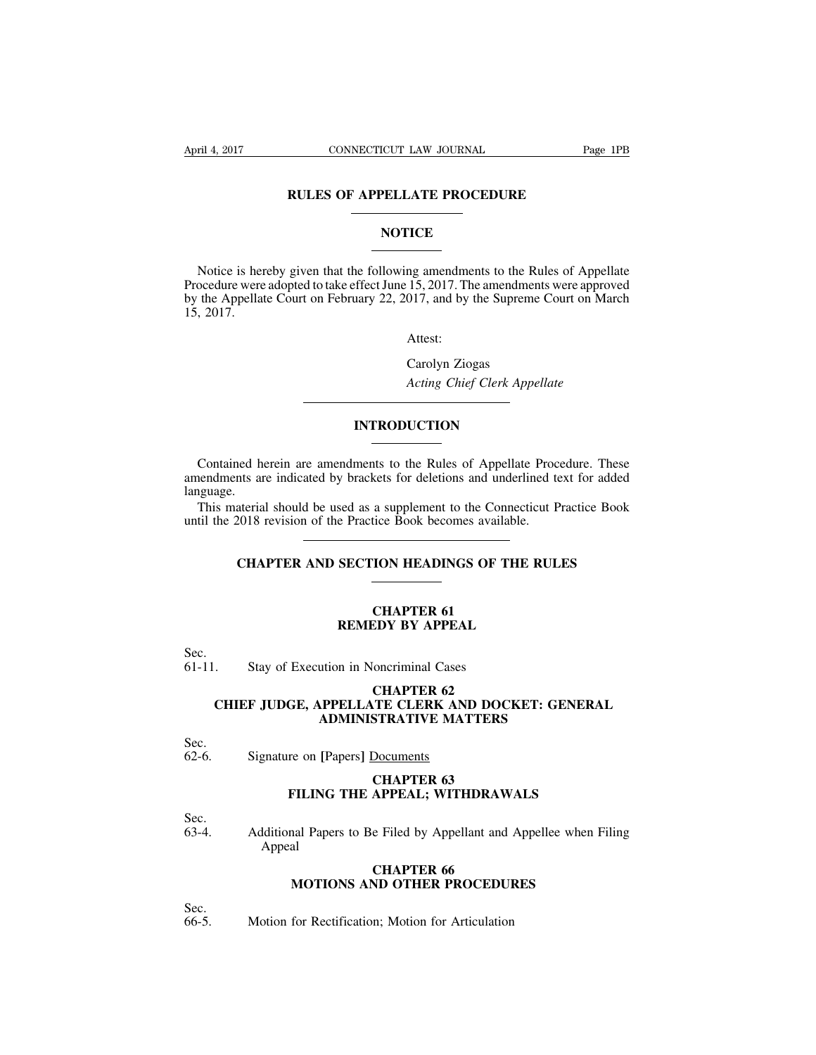# RULES OF APPELLATE PROCEDURE

## NOTICE

Notice is hereby given that the following amendments to the Rules of Appellate Procedure were adopted to take effect June 15, 2017. The amendments were approved by the Appellate Court on February 22, 2017, and by the Supreme Court on March 15, 2017.

Attest:

Carolyn Ziogas
*Acting Chief Clerk Appellate*

## INTRODUCTION

Contained herein are amendments to the Rules of Appellate Procedure. These amendments are indicated by brackets for deletions and underlined text for added language.

This material should be used as a supplement to the Connecticut Practice Book until the 2018 revision of the Practice Book becomes available.

## CHAPTER AND SECTION HEADINGS OF THE RULES

### CHAPTER 61
### REMEDY BY APPEAL

Sec.
61-11. Stay of Execution in Noncriminal Cases

### CHAPTER 62
### CHIEF JUDGE, APPELLATE CLERK AND DOCKET: GENERAL ADMINISTRATIVE MATTERS

Sec.
62-6. Signature on [Papers] <u>Documents</u>

### CHAPTER 63
### FILING THE APPEAL; WITHDRAWALS

Sec.
63-4. Additional Papers to Be Filed by Appellant and Appellee when Filing Appeal

### CHAPTER 66
### MOTIONS AND OTHER PROCEDURES

Sec.
66-5. Motion for Rectification; Motion for Articulation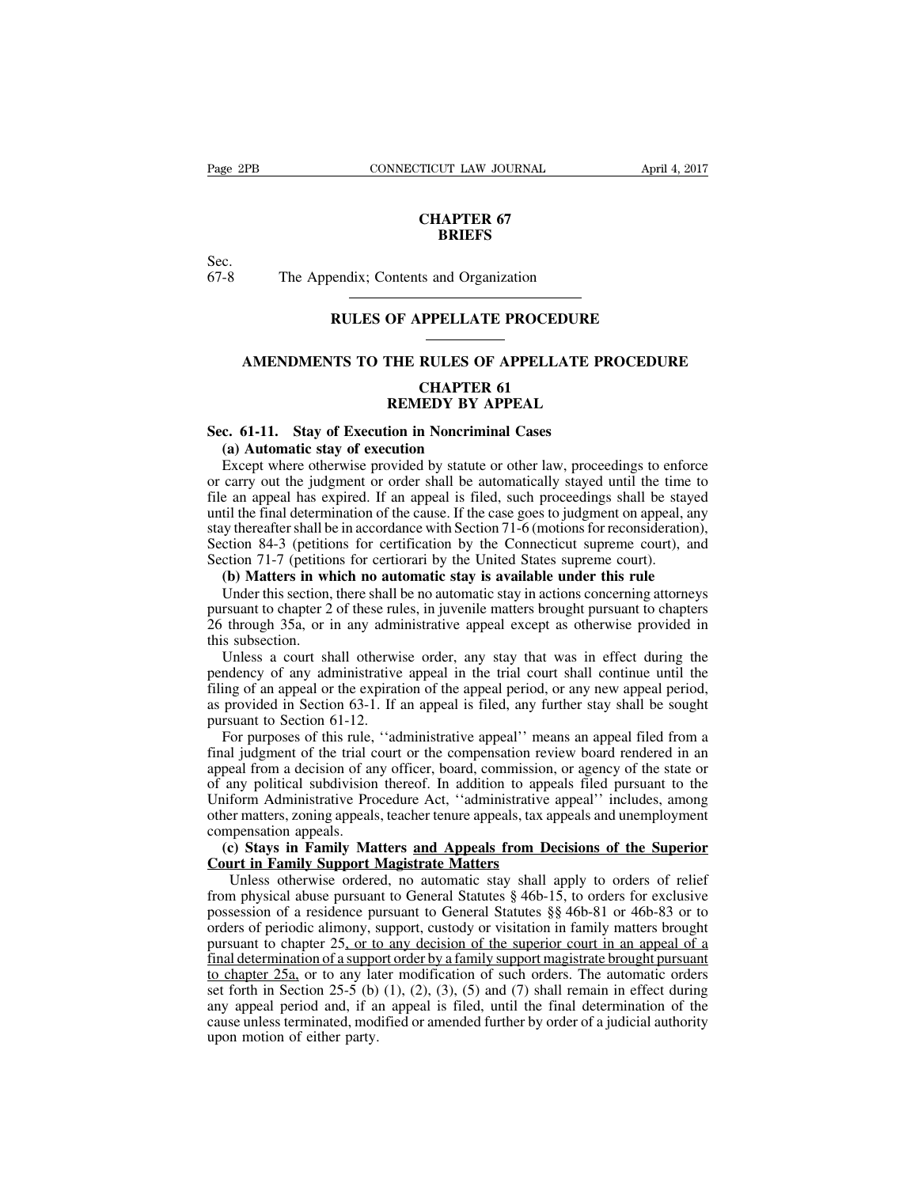## CHAPTER 67
## BRIEFS

Sec.
67-8 The Appendix; Contents and Organization

# RULES OF APPELLATE PROCEDURE

## AMENDMENTS TO THE RULES OF APPELLATE PROCEDURE

## CHAPTER 61
## REMEDY BY APPEAL

### Sec. 61-11. Stay of Execution in Noncriminal Cases

**(a) Automatic stay of execution**

Except where otherwise provided by statute or other law, proceedings to enforce or carry out the judgment or order shall be automatically stayed until the time to file an appeal has expired. If an appeal is filed, such proceedings shall be stayed until the final determination of the cause. If the case goes to judgment on appeal, any stay thereafter shall be in accordance with Section 71-6 (motions for reconsideration), Section 84-3 (petitions for certification by the Connecticut supreme court), and Section 71-7 (petitions for certiorari by the United States supreme court).

**(b) Matters in which no automatic stay is available under this rule**

Under this section, there shall be no automatic stay in actions concerning attorneys pursuant to chapter 2 of these rules, in juvenile matters brought pursuant to chapters 26 through 35a, or in any administrative appeal except as otherwise provided in this subsection.

Unless a court shall otherwise order, any stay that was in effect during the pendency of any administrative appeal in the trial court shall continue until the filing of an appeal or the expiration of the appeal period, or any new appeal period, as provided in Section 63-1. If an appeal is filed, any further stay shall be sought pursuant to Section 61-12.

For purposes of this rule, ''administrative appeal'' means an appeal filed from a final judgment of the trial court or the compensation review board rendered in an appeal from a decision of any officer, board, commission, or agency of the state or of any political subdivision thereof. In addition to appeals filed pursuant to the Uniform Administrative Procedure Act, ''administrative appeal'' includes, among other matters, zoning appeals, teacher tenure appeals, tax appeals and unemployment compensation appeals.

**(c) Stays in Family Matters <u>and Appeals from Decisions of the Superior Court in Family Support Magistrate Matters</u>**

Unless otherwise ordered, no automatic stay shall apply to orders of relief from physical abuse pursuant to General Statutes § 46b-15, to orders for exclusive possession of a residence pursuant to General Statutes §§ 46b-81 or 46b-83 or to orders of periodic alimony, support, custody or visitation in family matters brought pursuant to chapter 25<u>, or to any decision of the superior court in an appeal of a final determination of a support order by a family support magistrate brought pursuant to chapter 25a,</u> or to any later modification of such orders. The automatic orders set forth in Section 25-5 (b) (1), (2), (3), (5) and (7) shall remain in effect during any appeal period and, if an appeal is filed, until the final determination of the cause unless terminated, modified or amended further by order of a judicial authority upon motion of either party.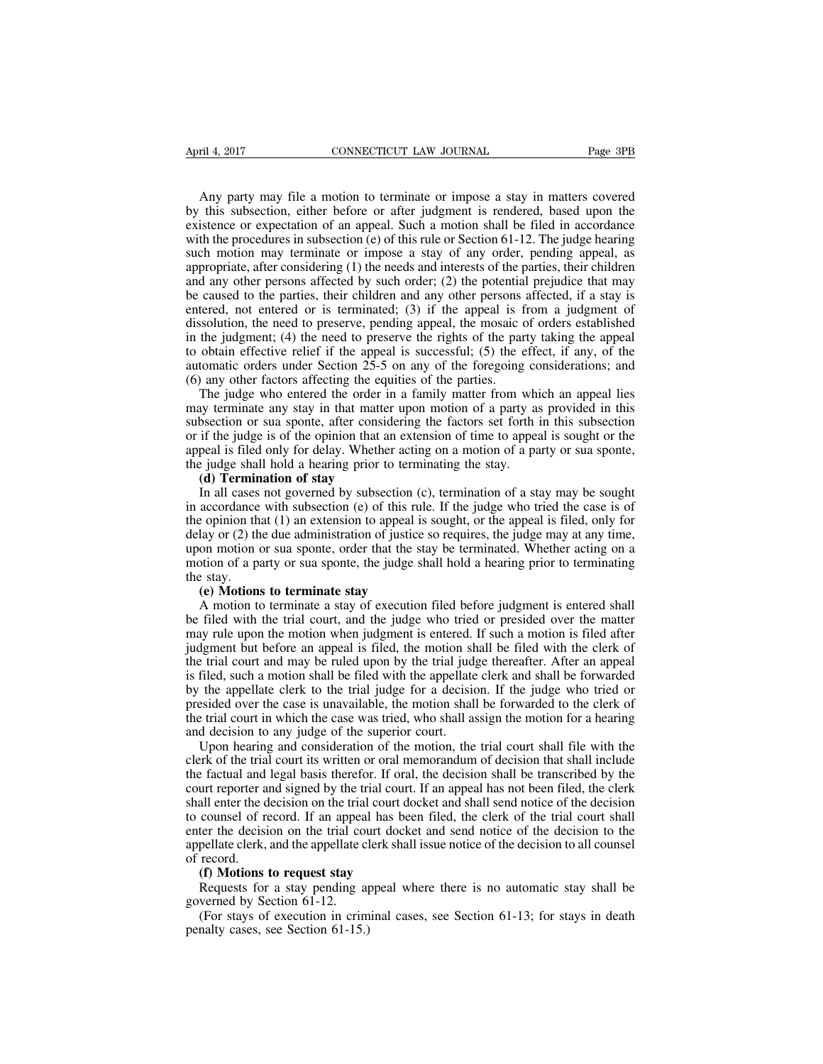Any party may file a motion to terminate or impose a stay in matters covered by this subsection, either before or after judgment is rendered, based upon the existence or expectation of an appeal. Such a motion shall be filed in accordance with the procedures in subsection (e) of this rule or Section 61-12. The judge hearing such motion may terminate or impose a stay of any order, pending appeal, as appropriate, after considering (1) the needs and interests of the parties, their children and any other persons affected by such order; (2) the potential prejudice that may be caused to the parties, their children and any other persons affected, if a stay is entered, not entered or is terminated; (3) if the appeal is from a judgment of dissolution, the need to preserve, pending appeal, the mosaic of orders established in the judgment; (4) the need to preserve the rights of the party taking the appeal to obtain effective relief if the appeal is successful; (5) the effect, if any, of the automatic orders under Section 25-5 on any of the foregoing considerations; and (6) any other factors affecting the equities of the parties.

The judge who entered the order in a family matter from which an appeal lies may terminate any stay in that matter upon motion of a party as provided in this subsection or sua sponte, after considering the factors set forth in this subsection or if the judge is of the opinion that an extension of time to appeal is sought or the appeal is filed only for delay. Whether acting on a motion of a party or sua sponte, the judge shall hold a hearing prior to terminating the stay.

**(d) Termination of stay**

In all cases not governed by subsection (c), termination of a stay may be sought in accordance with subsection (e) of this rule. If the judge who tried the case is of the opinion that (1) an extension to appeal is sought, or the appeal is filed, only for delay or (2) the due administration of justice so requires, the judge may at any time, upon motion or sua sponte, order that the stay be terminated. Whether acting on a motion of a party or sua sponte, the judge shall hold a hearing prior to terminating the stay.

**(e) Motions to terminate stay**

A motion to terminate a stay of execution filed before judgment is entered shall be filed with the trial court, and the judge who tried or presided over the matter may rule upon the motion when judgment is entered. If such a motion is filed after judgment but before an appeal is filed, the motion shall be filed with the clerk of the trial court and may be ruled upon by the trial judge thereafter. After an appeal is filed, such a motion shall be filed with the appellate clerk and shall be forwarded by the appellate clerk to the trial judge for a decision. If the judge who tried or presided over the case is unavailable, the motion shall be forwarded to the clerk of the trial court in which the case was tried, who shall assign the motion for a hearing and decision to any judge of the superior court.

Upon hearing and consideration of the motion, the trial court shall file with the clerk of the trial court its written or oral memorandum of decision that shall include the factual and legal basis therefor. If oral, the decision shall be transcribed by the court reporter and signed by the trial court. If an appeal has not been filed, the clerk shall enter the decision on the trial court docket and shall send notice of the decision to counsel of record. If an appeal has been filed, the clerk of the trial court shall enter the decision on the trial court docket and send notice of the decision to the appellate clerk, and the appellate clerk shall issue notice of the decision to all counsel of record.

**(f) Motions to request stay**

Requests for a stay pending appeal where there is no automatic stay shall be governed by Section 61-12.

(For stays of execution in criminal cases, see Section 61-13; for stays in death penalty cases, see Section 61-15.)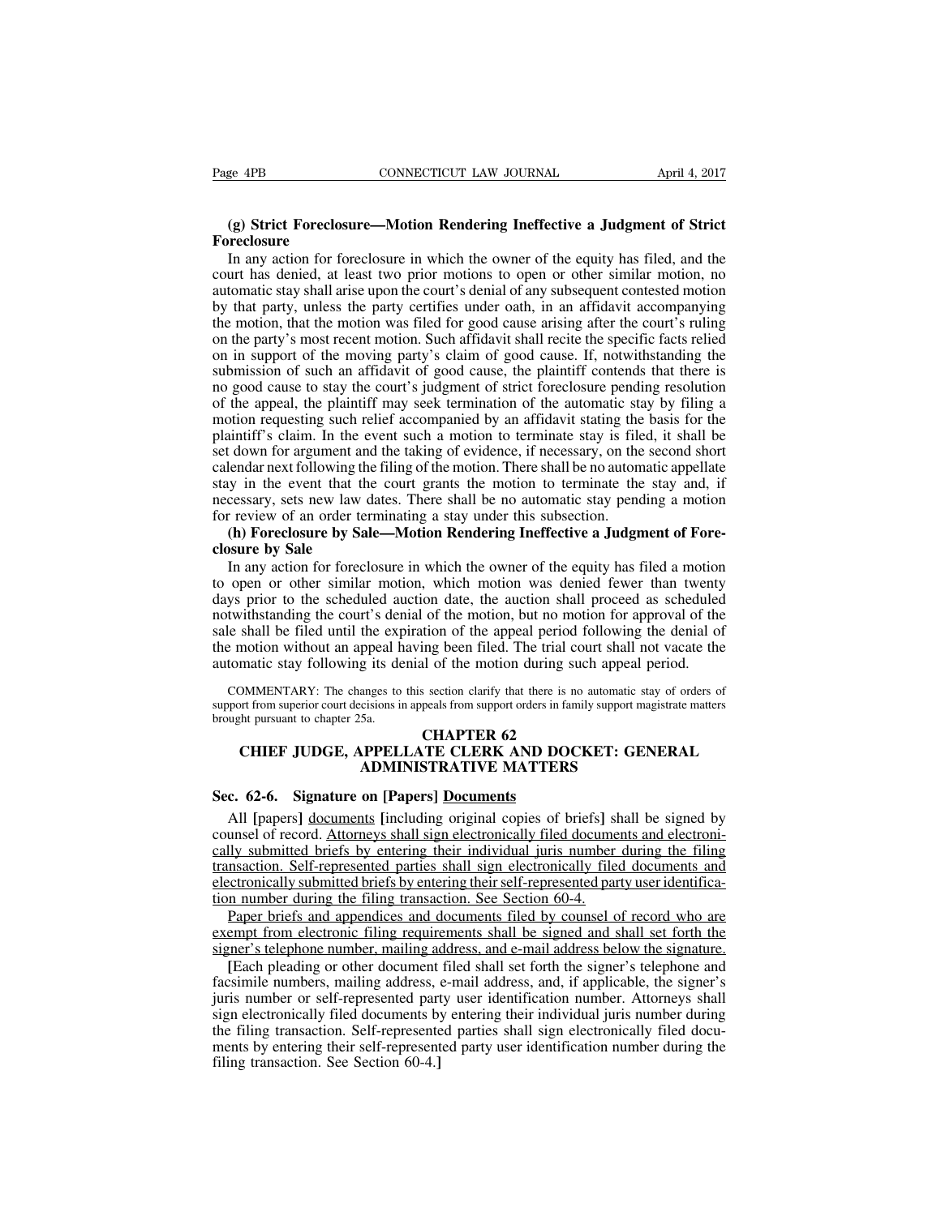**(g) Strict Foreclosure—Motion Rendering Ineffective a Judgment of Strict Foreclosure**

In any action for foreclosure in which the owner of the equity has filed, and the court has denied, at least two prior motions to open or other similar motion, no automatic stay shall arise upon the court's denial of any subsequent contested motion by that party, unless the party certifies under oath, in an affidavit accompanying the motion, that the motion was filed for good cause arising after the court's ruling on the party's most recent motion. Such affidavit shall recite the specific facts relied on in support of the moving party's claim of good cause. If, notwithstanding the submission of such an affidavit of good cause, the plaintiff contends that there is no good cause to stay the court's judgment of strict foreclosure pending resolution of the appeal, the plaintiff may seek termination of the automatic stay by filing a motion requesting such relief accompanied by an affidavit stating the basis for the plaintiff's claim. In the event such a motion to terminate stay is filed, it shall be set down for argument and the taking of evidence, if necessary, on the second short calendar next following the filing of the motion. There shall be no automatic appellate stay in the event that the court grants the motion to terminate the stay and, if necessary, sets new law dates. There shall be no automatic stay pending a motion for review of an order terminating a stay under this subsection.

**(h) Foreclosure by Sale—Motion Rendering Ineffective a Judgment of Foreclosure by Sale**

In any action for foreclosure in which the owner of the equity has filed a motion to open or other similar motion, which motion was denied fewer than twenty days prior to the scheduled auction date, the auction shall proceed as scheduled notwithstanding the court's denial of the motion, but no motion for approval of the sale shall be filed until the expiration of the appeal period following the denial of the motion without an appeal having been filed. The trial court shall not vacate the automatic stay following its denial of the motion during such appeal period.

COMMENTARY: The changes to this section clarify that there is no automatic stay of orders of support from superior court decisions in appeals from support orders in family support magistrate matters brought pursuant to chapter 25a.

## CHAPTER 62
## CHIEF JUDGE, APPELLATE CLERK AND DOCKET: GENERAL ADMINISTRATIVE MATTERS

### Sec. 62-6. Signature on [Papers] <u>Documents</u>

All [papers] <u>documents</u> [including original copies of briefs] shall be signed by counsel of record. <u>Attorneys shall sign electronically filed documents and electronically submitted briefs by entering their individual juris number during the filing transaction. Self-represented parties shall sign electronically filed documents and electronically submitted briefs by entering their self-represented party user identification number during the filing transaction. See Section 60-4.</u>

<u>Paper briefs and appendices and documents filed by counsel of record who are exempt from electronic filing requirements shall be signed and shall set forth the signer's telephone number, mailing address, and e-mail address below the signature.</u>

[Each pleading or other document filed shall set forth the signer's telephone and facsimile numbers, mailing address, e-mail address, and, if applicable, the signer's juris number or self-represented party user identification number. Attorneys shall sign electronically filed documents by entering their individual juris number during the filing transaction. Self-represented parties shall sign electronically filed documents by entering their self-represented party user identification number during the filing transaction. See Section 60-4.]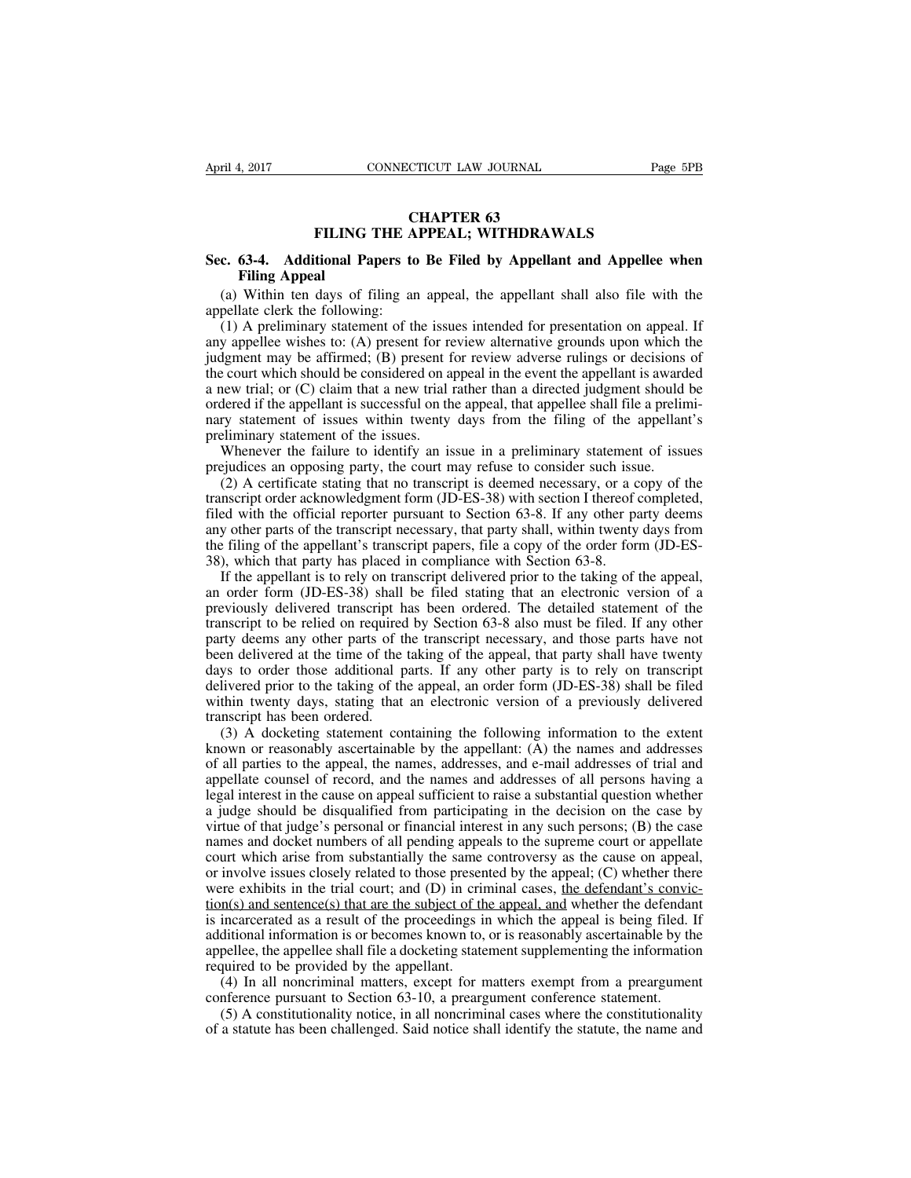# CHAPTER 63

# FILING THE APPEAL; WITHDRAWALS

## Sec. 63-4. Additional Papers to Be Filed by Appellant and Appellee when Filing Appeal

(a) Within ten days of filing an appeal, the appellant shall also file with the appellate clerk the following:

(1) A preliminary statement of the issues intended for presentation on appeal. If any appellee wishes to: (A) present for review alternative grounds upon which the judgment may be affirmed; (B) present for review adverse rulings or decisions of the court which should be considered on appeal in the event the appellant is awarded a new trial; or (C) claim that a new trial rather than a directed judgment should be ordered if the appellant is successful on the appeal, that appellee shall file a preliminary statement of issues within twenty days from the filing of the appellant's preliminary statement of the issues.

Whenever the failure to identify an issue in a preliminary statement of issues prejudices an opposing party, the court may refuse to consider such issue.

(2) A certificate stating that no transcript is deemed necessary, or a copy of the transcript order acknowledgment form (JD-ES-38) with section I thereof completed, filed with the official reporter pursuant to Section 63-8. If any other party deems any other parts of the transcript necessary, that party shall, within twenty days from the filing of the appellant's transcript papers, file a copy of the order form (JD-ES-38), which that party has placed in compliance with Section 63-8.

If the appellant is to rely on transcript delivered prior to the taking of the appeal, an order form (JD-ES-38) shall be filed stating that an electronic version of a previously delivered transcript has been ordered. The detailed statement of the transcript to be relied on required by Section 63-8 also must be filed. If any other party deems any other parts of the transcript necessary, and those parts have not been delivered at the time of the taking of the appeal, that party shall have twenty days to order those additional parts. If any other party is to rely on transcript delivered prior to the taking of the appeal, an order form (JD-ES-38) shall be filed within twenty days, stating that an electronic version of a previously delivered transcript has been ordered.

(3) A docketing statement containing the following information to the extent known or reasonably ascertainable by the appellant: (A) the names and addresses of all parties to the appeal, the names, addresses, and e-mail addresses of trial and appellate counsel of record, and the names and addresses of all persons having a legal interest in the cause on appeal sufficient to raise a substantial question whether a judge should be disqualified from participating in the decision on the case by virtue of that judge's personal or financial interest in any such persons; (B) the case names and docket numbers of all pending appeals to the supreme court or appellate court which arise from substantially the same controversy as the cause on appeal, or involve issues closely related to those presented by the appeal; (C) whether there were exhibits in the trial court; and (D) in criminal cases, <u>the defendant's conviction(s) and sentence(s) that are the subject of the appeal, and</u> whether the defendant is incarcerated as a result of the proceedings in which the appeal is being filed. If additional information is or becomes known to, or is reasonably ascertainable by the appellee, the appellee shall file a docketing statement supplementing the information required to be provided by the appellant.

(4) In all noncriminal matters, except for matters exempt from a preargument conference pursuant to Section 63-10, a preargument conference statement.

(5) A constitutionality notice, in all noncriminal cases where the constitutionality of a statute has been challenged. Said notice shall identify the statute, the name and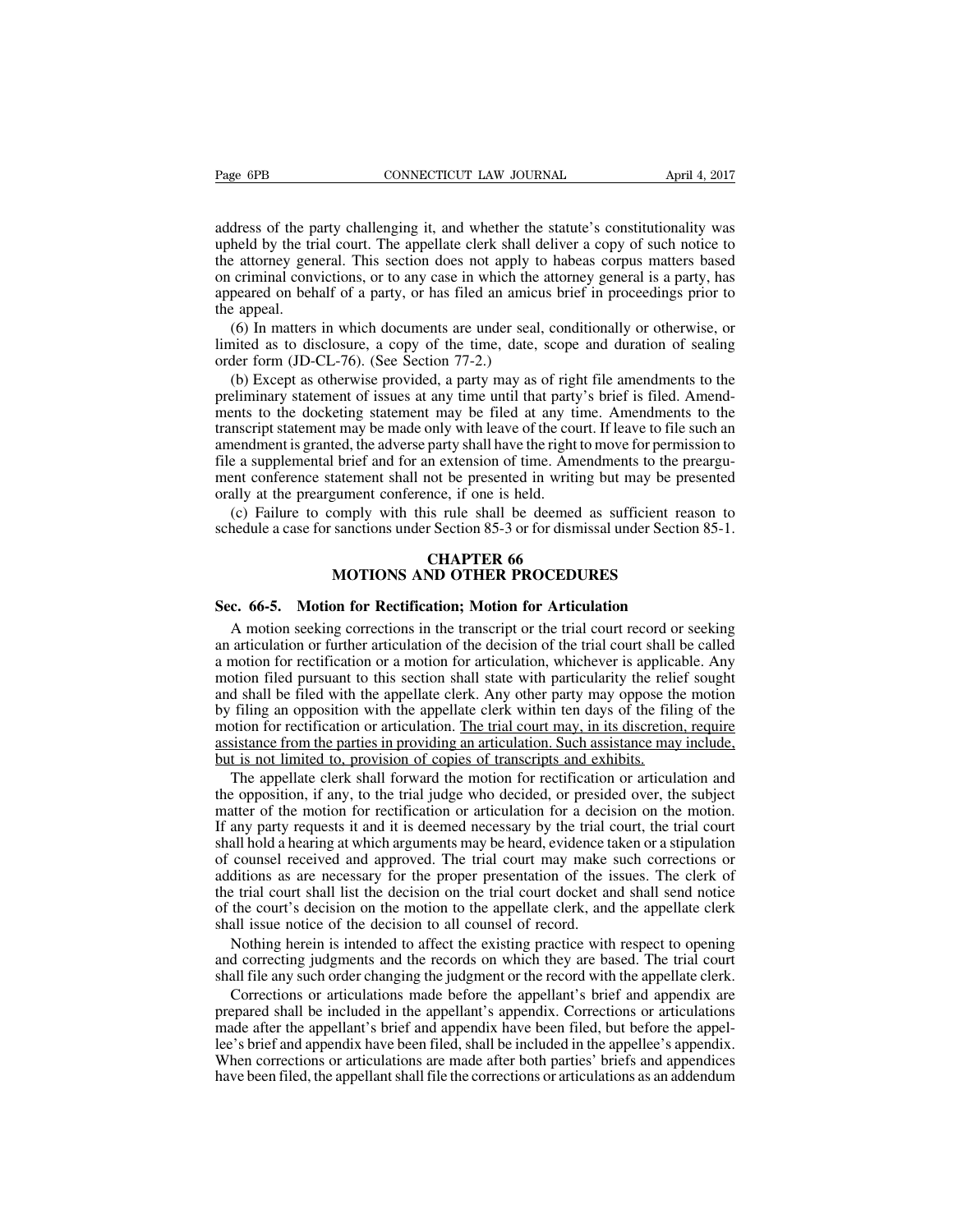address of the party challenging it, and whether the statute's constitutionality was upheld by the trial court. The appellate clerk shall deliver a copy of such notice to the attorney general. This section does not apply to habeas corpus matters based on criminal convictions, or to any case in which the attorney general is a party, has appeared on behalf of a party, or has filed an amicus brief in proceedings prior to the appeal.

(6) In matters in which documents are under seal, conditionally or otherwise, or limited as to disclosure, a copy of the time, date, scope and duration of sealing order form (JD-CL-76). (See Section 77-2.)

(b) Except as otherwise provided, a party may as of right file amendments to the preliminary statement of issues at any time until that party's brief is filed. Amendments to the docketing statement may be filed at any time. Amendments to the transcript statement may be made only with leave of the court. If leave to file such an amendment is granted, the adverse party shall have the right to move for permission to file a supplemental brief and for an extension of time. Amendments to the preargument conference statement shall not be presented in writing but may be presented orally at the preargument conference, if one is held.

(c) Failure to comply with this rule shall be deemed as sufficient reason to schedule a case for sanctions under Section 85-3 or for dismissal under Section 85-1.

## CHAPTER 66
## MOTIONS AND OTHER PROCEDURES

### Sec. 66-5. Motion for Rectification; Motion for Articulation

A motion seeking corrections in the transcript or the trial court record or seeking an articulation or further articulation of the decision of the trial court shall be called a motion for rectification or a motion for articulation, whichever is applicable. Any motion filed pursuant to this section shall state with particularity the relief sought and shall be filed with the appellate clerk. Any other party may oppose the motion by filing an opposition with the appellate clerk within ten days of the filing of the motion for rectification or articulation. <u>The trial court may, in its discretion, require assistance from the parties in providing an articulation. Such assistance may include, but is not limited to, provision of copies of transcripts and exhibits.</u>

The appellate clerk shall forward the motion for rectification or articulation and the opposition, if any, to the trial judge who decided, or presided over, the subject matter of the motion for rectification or articulation for a decision on the motion. If any party requests it and it is deemed necessary by the trial court, the trial court shall hold a hearing at which arguments may be heard, evidence taken or a stipulation of counsel received and approved. The trial court may make such corrections or additions as are necessary for the proper presentation of the issues. The clerk of the trial court shall list the decision on the trial court docket and shall send notice of the court's decision on the motion to the appellate clerk, and the appellate clerk shall issue notice of the decision to all counsel of record.

Nothing herein is intended to affect the existing practice with respect to opening and correcting judgments and the records on which they are based. The trial court shall file any such order changing the judgment or the record with the appellate clerk.

Corrections or articulations made before the appellant's brief and appendix are prepared shall be included in the appellant's appendix. Corrections or articulations made after the appellant's brief and appendix have been filed, but before the appellee's brief and appendix have been filed, shall be included in the appellee's appendix. When corrections or articulations are made after both parties' briefs and appendices have been filed, the appellant shall file the corrections or articulations as an addendum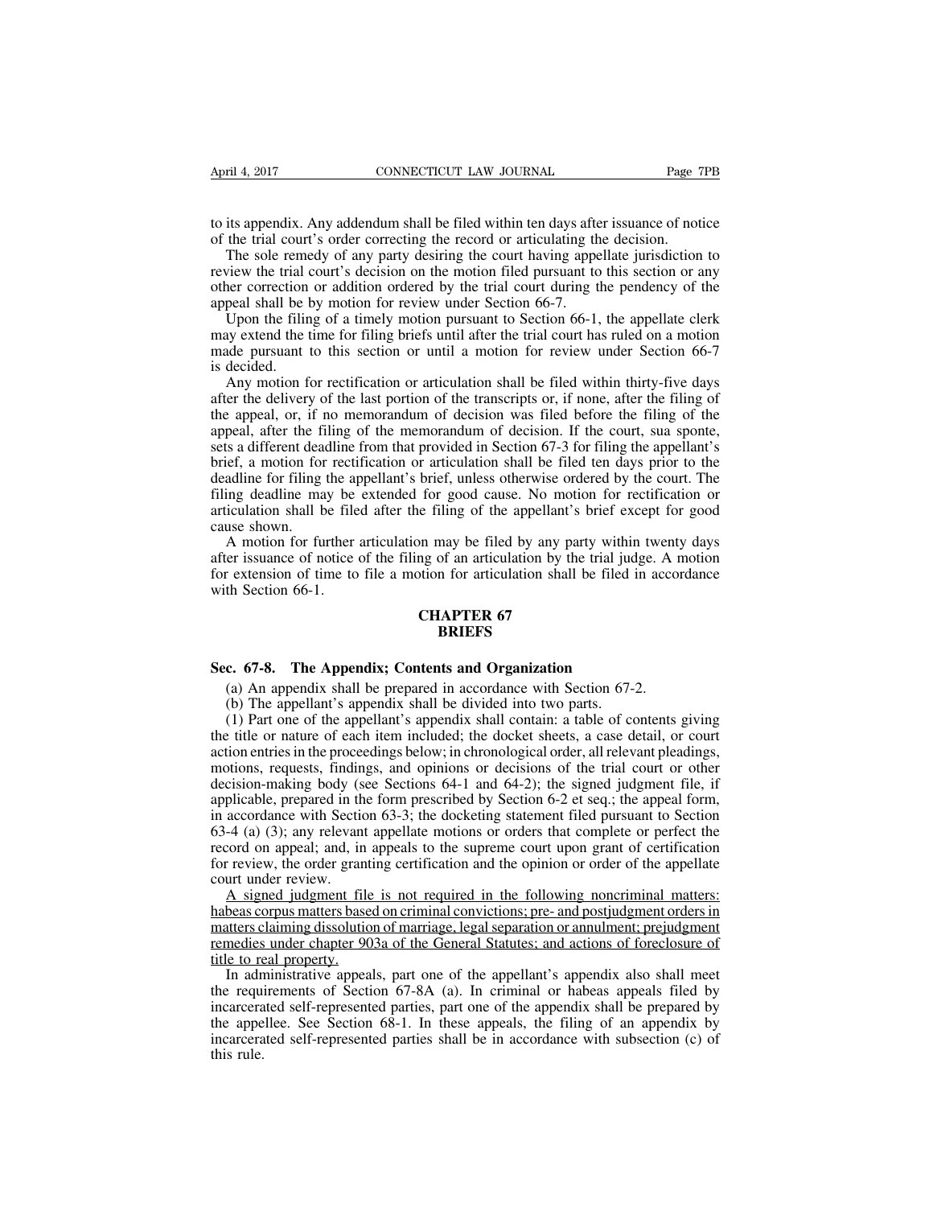to its appendix. Any addendum shall be filed within ten days after issuance of notice of the trial court's order correcting the record or articulating the decision.

The sole remedy of any party desiring the court having appellate jurisdiction to review the trial court's decision on the motion filed pursuant to this section or any other correction or addition ordered by the trial court during the pendency of the appeal shall be by motion for review under Section 66-7.

Upon the filing of a timely motion pursuant to Section 66-1, the appellate clerk may extend the time for filing briefs until after the trial court has ruled on a motion made pursuant to this section or until a motion for review under Section 66-7 is decided.

Any motion for rectification or articulation shall be filed within thirty-five days after the delivery of the last portion of the transcripts or, if none, after the filing of the appeal, or, if no memorandum of decision was filed before the filing of the appeal, after the filing of the memorandum of decision. If the court, sua sponte, sets a different deadline from that provided in Section 67-3 for filing the appellant's brief, a motion for rectification or articulation shall be filed ten days prior to the deadline for filing the appellant's brief, unless otherwise ordered by the court. The filing deadline may be extended for good cause. No motion for rectification or articulation shall be filed after the filing of the appellant's brief except for good cause shown.

A motion for further articulation may be filed by any party within twenty days after issuance of notice of the filing of an articulation by the trial judge. A motion for extension of time to file a motion for articulation shall be filed in accordance with Section 66-1.

## CHAPTER 67
## BRIEFS

### Sec. 67-8. The Appendix; Contents and Organization

(a) An appendix shall be prepared in accordance with Section 67-2.

(b) The appellant's appendix shall be divided into two parts.

(1) Part one of the appellant's appendix shall contain: a table of contents giving the title or nature of each item included; the docket sheets, a case detail, or court action entries in the proceedings below; in chronological order, all relevant pleadings, motions, requests, findings, and opinions or decisions of the trial court or other decision-making body (see Sections 64-1 and 64-2); the signed judgment file, if applicable, prepared in the form prescribed by Section 6-2 et seq.; the appeal form, in accordance with Section 63-3; the docketing statement filed pursuant to Section 63-4 (a) (3); any relevant appellate motions or orders that complete or perfect the record on appeal; and, in appeals to the supreme court upon grant of certification for review, the order granting certification and the opinion or order of the appellate court under review.

<u>A signed judgment file is not required in the following noncriminal matters: habeas corpus matters based on criminal convictions; pre- and postjudgment orders in matters claiming dissolution of marriage, legal separation or annulment; prejudgment remedies under chapter 903a of the General Statutes; and actions of foreclosure of title to real property.</u>

In administrative appeals, part one of the appellant's appendix also shall meet the requirements of Section 67-8A (a). In criminal or habeas appeals filed by incarcerated self-represented parties, part one of the appendix shall be prepared by the appellee. See Section 68-1. In these appeals, the filing of an appendix by incarcerated self-represented parties shall be in accordance with subsection (c) of this rule.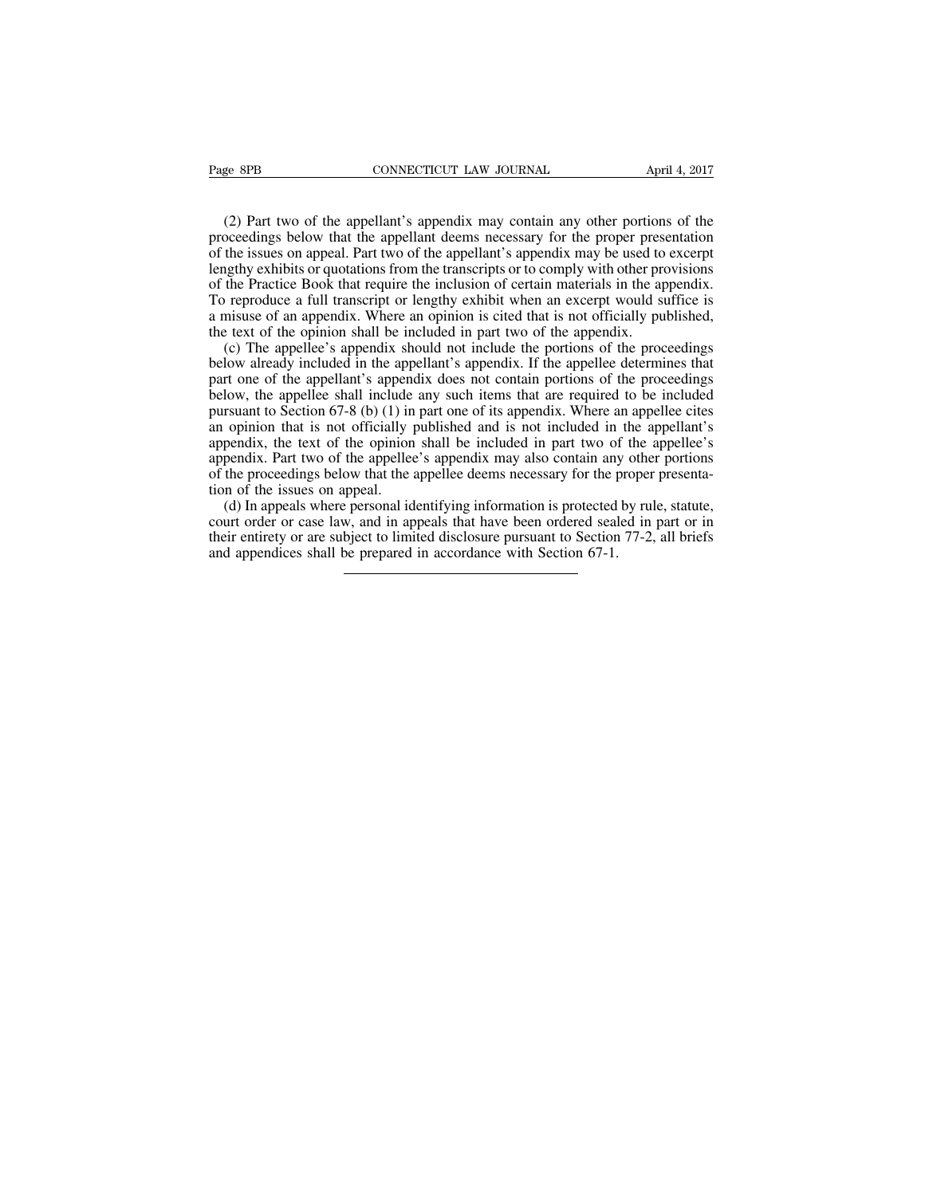(2) Part two of the appellant's appendix may contain any other portions of the proceedings below that the appellant deems necessary for the proper presentation of the issues on appeal. Part two of the appellant's appendix may be used to excerpt lengthy exhibits or quotations from the transcripts or to comply with other provisions of the Practice Book that require the inclusion of certain materials in the appendix. To reproduce a full transcript or lengthy exhibit when an excerpt would suffice is a misuse of an appendix. Where an opinion is cited that is not officially published, the text of the opinion shall be included in part two of the appendix.

(c) The appellee's appendix should not include the portions of the proceedings below already included in the appellant's appendix. If the appellee determines that part one of the appellant's appendix does not contain portions of the proceedings below, the appellee shall include any such items that are required to be included pursuant to Section 67-8 (b) (1) in part one of its appendix. Where an appellee cites an opinion that is not officially published and is not included in the appellant's appendix, the text of the opinion shall be included in part two of the appellee's appendix. Part two of the appellee's appendix may also contain any other portions of the proceedings below that the appellee deems necessary for the proper presentation of the issues on appeal.

(d) In appeals where personal identifying information is protected by rule, statute, court order or case law, and in appeals that have been ordered sealed in part or in their entirety or are subject to limited disclosure pursuant to Section 77-2, all briefs and appendices shall be prepared in accordance with Section 67-1.